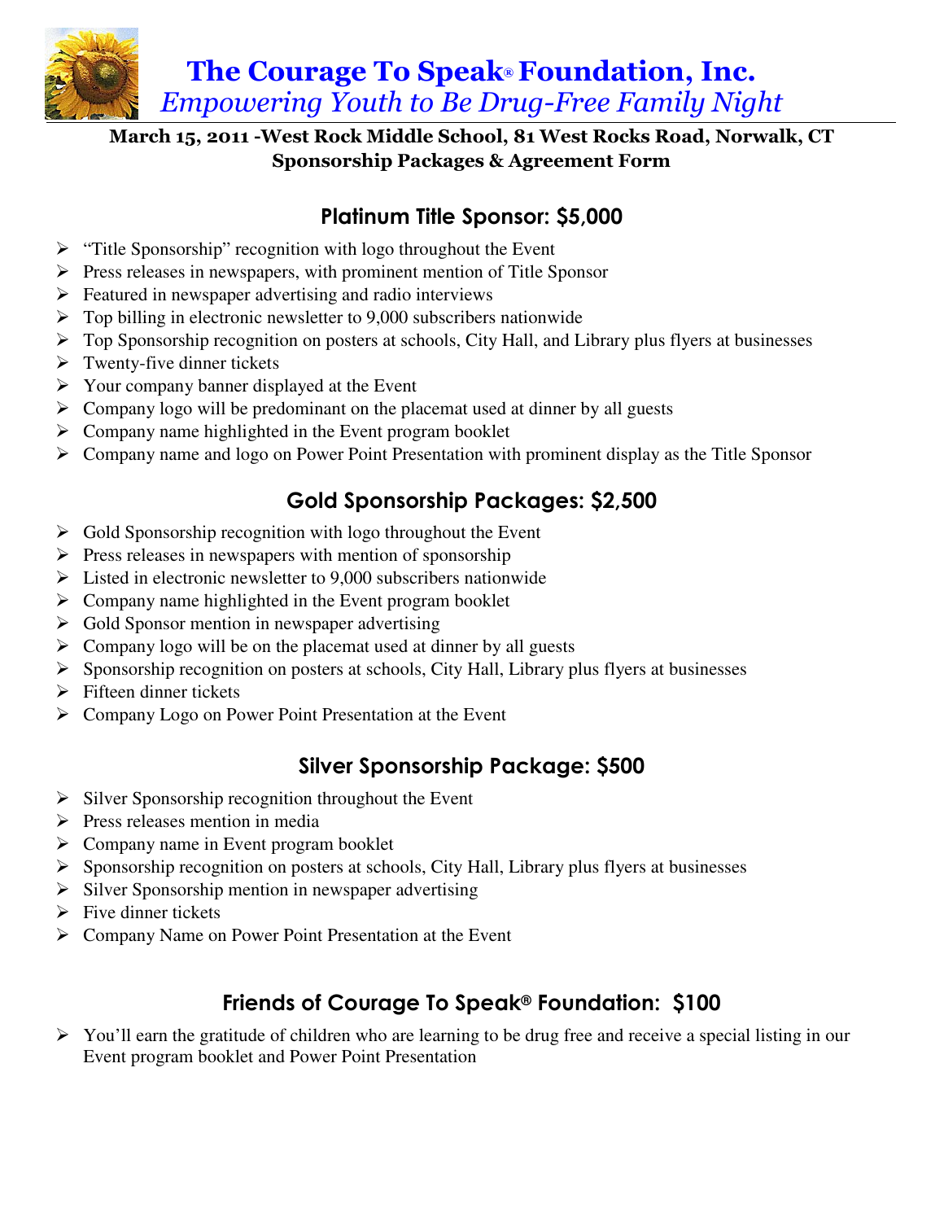# The Courage To Speak® Foundation, Inc.

*Empowering Youth to Be Drug-Free Family Night*

**March 15, 2011 -West Rock Middle School, 81 West Rocks Road, Norwalk, CT**
**Sponsorship Packages & Agreement Form**

## Platinum Title Sponsor: $5,000

- "Title Sponsorship" recognition with logo throughout the Event
- Press releases in newspapers, with prominent mention of Title Sponsor
- Featured in newspaper advertising and radio interviews
- Top billing in electronic newsletter to 9,000 subscribers nationwide
- Top Sponsorship recognition on posters at schools, City Hall, and Library plus flyers at businesses
- Twenty-five dinner tickets
- Your company banner displayed at the Event
- Company logo will be predominant on the placemat used at dinner by all guests
- Company name highlighted in the Event program booklet
- Company name and logo on Power Point Presentation with prominent display as the Title Sponsor

## Gold Sponsorship Packages: $2,500

- Gold Sponsorship recognition with logo throughout the Event
- Press releases in newspapers with mention of sponsorship
- Listed in electronic newsletter to 9,000 subscribers nationwide
- Company name highlighted in the Event program booklet
- Gold Sponsor mention in newspaper advertising
- Company logo will be on the placemat used at dinner by all guests
- Sponsorship recognition on posters at schools, City Hall, Library plus flyers at businesses
- Fifteen dinner tickets
- Company Logo on Power Point Presentation at the Event

## Silver Sponsorship Package: $500

- Silver Sponsorship recognition throughout the Event
- Press releases mention in media
- Company name in Event program booklet
- Sponsorship recognition on posters at schools, City Hall, Library plus flyers at businesses
- Silver Sponsorship mention in newspaper advertising
- Five dinner tickets
- Company Name on Power Point Presentation at the Event

## Friends of Courage To Speak® Foundation: $100

- You'll earn the gratitude of children who are learning to be drug free and receive a special listing in our Event program booklet and Power Point Presentation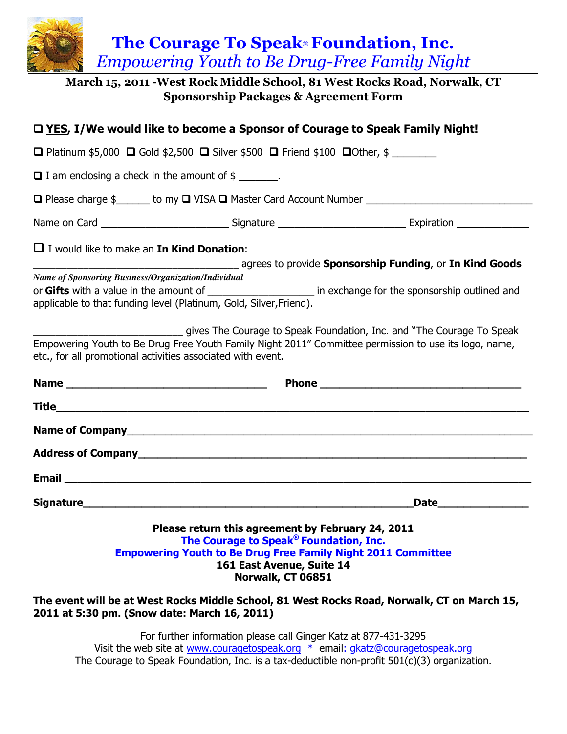# The Courage To Speak® Foundation, Inc.

## *Empowering Youth to Be Drug-Free Family Night*

**March 15, 2011 -West Rock Middle School, 81 West Rocks Road, Norwalk, CT**
**Sponsorship Packages & Agreement Form**

❑ **YES, I/We would like to become a Sponsor of Courage to Speak Family Night!**

❑ Platinum $5,000 ❑ Gold $2,500 ❑ Silver $500 ❑ Friend $100 ❑Other, $ ________

❑ I am enclosing a check in the amount of $ _______.

❑ Please charge $______ to my ❑ VISA ❑ Master Card Account Number ______________________________

Name on Card _______________________ Signature _______________________ Expiration _____________

❑ I would like to make an **In Kind Donation**:

_____________________________________ agrees to provide **Sponsorship Funding**, or **In Kind Goods**
*Name of Sponsoring Business/Organization/Individual*
or **Gifts** with a value in the amount of ___________________ in exchange for the sponsorship outlined and applicable to that funding level (Platinum, Gold, Silver,Friend).

___________________________ gives The Courage to Speak Foundation, Inc. and "The Courage To Speak Empowering Youth to Be Drug Free Youth Family Night 2011" Committee permission to use its logo, name, etc., for all promotional activities associated with event.

**Name** ________________________________ **Phone** ________________________________

**Title**___________________________________________________________________________

**Name of Company**_________________________________________________________________

**Address of Company**_______________________________________________________________

**Email** ________________________________________________________________________

**Signature**____________________________________________________**Date**______________

**Please return this agreement by February 24, 2011**
**The Courage to Speak® Foundation, Inc.**
**Empowering Youth to Be Drug Free Family Night 2011 Committee**
**161 East Avenue, Suite 14**
**Norwalk, CT 06851**

**The event will be at West Rocks Middle School, 81 West Rocks Road, Norwalk, CT on March 15, 2011 at 5:30 pm. (Snow date: March 16, 2011)**

For further information please call Ginger Katz at 877-431-3295
Visit the web site at www.couragetospeak.org * email: gkatz@couragetospeak.org
The Courage to Speak Foundation, Inc. is a tax-deductible non-profit 501(c)(3) organization.